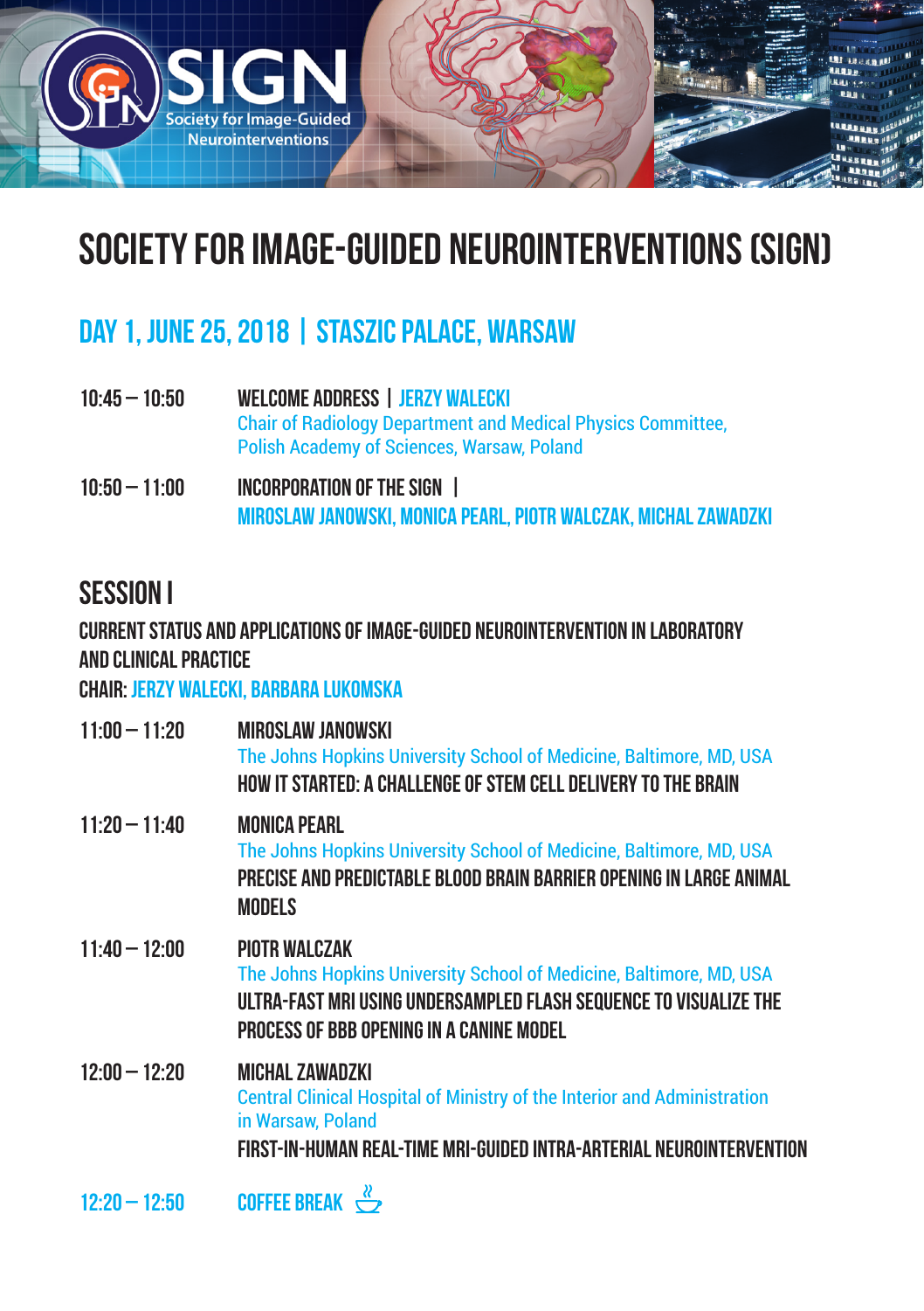# SOCIETY FOR IMAGE-GUIDED NEUROINTERVENTIONS (SIGN)

## DAY 1, JUNE 25, 2018 | STASZIC PALACE, WARSAW

**10:45 – 10:50** WELCOME ADDRESS | JERZY WALECKI
Chair of Radiology Department and Medical Physics Committee, Polish Academy of Sciences, Warsaw, Poland

**10:50 – 11:00** INCORPORATION OF THE SIGN |
MIROSLAW JANOWSKI, MONICA PEARL, PIOTR WALCZAK, MICHAL ZAWADZKI

## SESSION I

### CURRENT STATUS AND APPLICATIONS OF IMAGE-GUIDED NEUROINTERVENTION IN LABORATORY AND CLINICAL PRACTICE

CHAIR: JERZY WALECKI, BARBARA LUKOMSKA

**11:00 – 11:20** MIROSLAW JANOWSKI
The Johns Hopkins University School of Medicine, Baltimore, MD, USA
HOW IT STARTED: A CHALLENGE OF STEM CELL DELIVERY TO THE BRAIN

**11:20 – 11:40** MONICA PEARL
The Johns Hopkins University School of Medicine, Baltimore, MD, USA
PRECISE AND PREDICTABLE BLOOD BRAIN BARRIER OPENING IN LARGE ANIMAL MODELS

**11:40 – 12:00** PIOTR WALCZAK
The Johns Hopkins University School of Medicine, Baltimore, MD, USA
ULTRA-FAST MRI USING UNDERSAMPLED FLASH SEQUENCE TO VISUALIZE THE PROCESS OF BBB OPENING IN A CANINE MODEL

**12:00 – 12:20** MICHAL ZAWADZKI
Central Clinical Hospital of Ministry of the Interior and Administration in Warsaw, Poland
FIRST-IN-HUMAN REAL-TIME MRI-GUIDED INTRA-ARTERIAL NEUROINTERVENTION

**12:20 – 12:50** COFFEE BREAK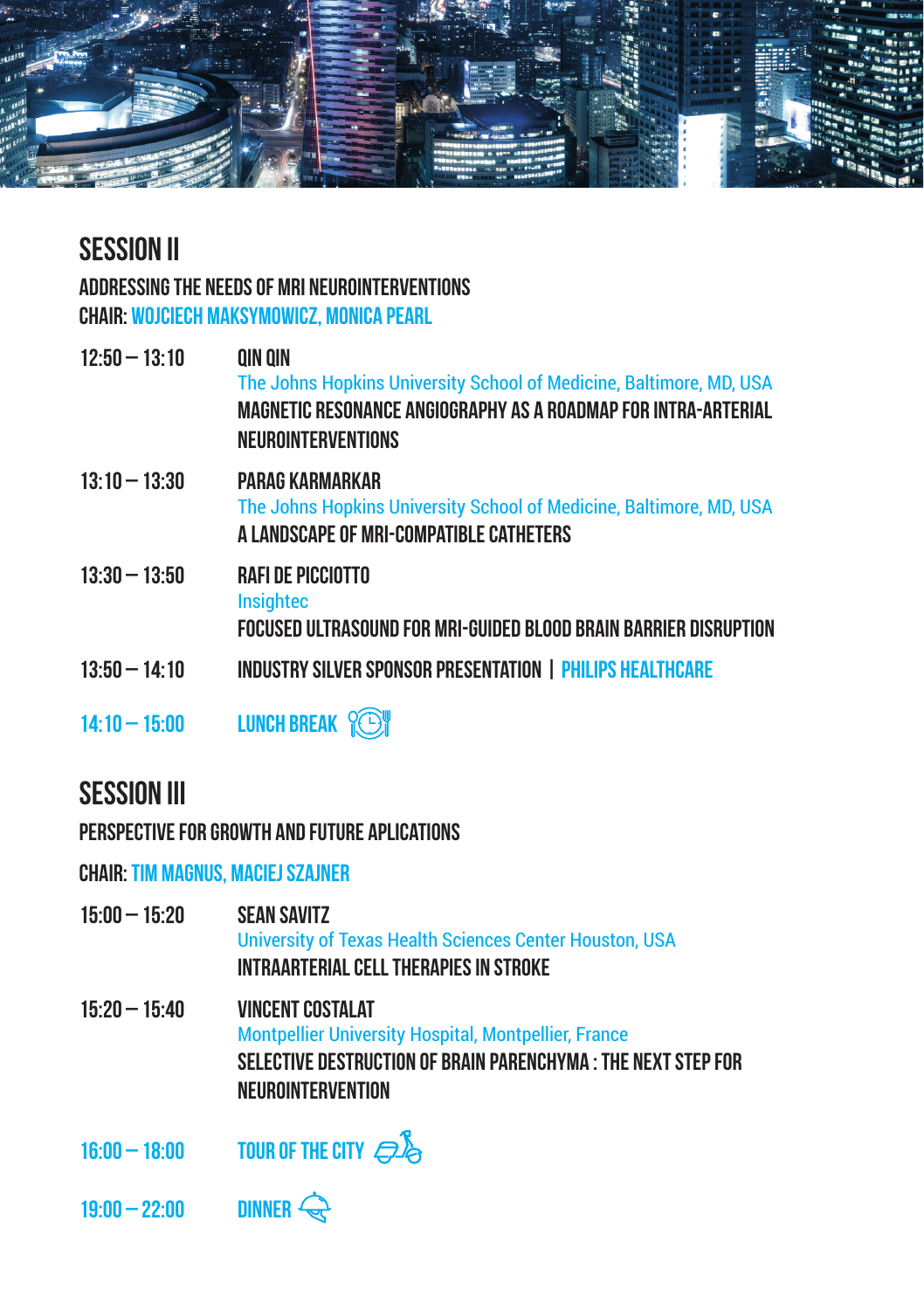## SESSION II

### ADDRESSING THE NEEDS OF MRI NEUROINTERVENTIONS

**CHAIR:** WOJCIECH MAKSYMOWICZ, MONICA PEARL

**12:50 – 13:10** QIN QIN
The Johns Hopkins University School of Medicine, Baltimore, MD, USA
MAGNETIC RESONANCE ANGIOGRAPHY AS A ROADMAP FOR INTRA-ARTERIAL NEUROINTERVENTIONS

**13:10 – 13:30** PARAG KARMARKAR
The Johns Hopkins University School of Medicine, Baltimore, MD, USA
A LANDSCAPE OF MRI-COMPATIBLE CATHETERS

**13:30 – 13:50** RAFI DE PICCIOTTO
Insightec
FOCUSED ULTRASOUND FOR MRI-GUIDED BLOOD BRAIN BARRIER DISRUPTION

**13:50 – 14:10** INDUSTRY SILVER SPONSOR PRESENTATION | PHILIPS HEALTHCARE

**14:10 – 15:00** LUNCH BREAK

## SESSION III

### PERSPECTIVE FOR GROWTH AND FUTURE APLICATIONS

**CHAIR:** TIM MAGNUS, MACIEJ SZAJNER

**15:00 – 15:20** SEAN SAVITZ
University of Texas Health Sciences Center Houston, USA
INTRAARTERIAL CELL THERAPIES IN STROKE

**15:20 – 15:40** VINCENT COSTALAT
Montpellier University Hospital, Montpellier, France
SELECTIVE DESTRUCTION OF BRAIN PARENCHYMA : THE NEXT STEP FOR NEUROINTERVENTION

**16:00 – 18:00** TOUR OF THE CITY

**19:00 – 22:00** DINNER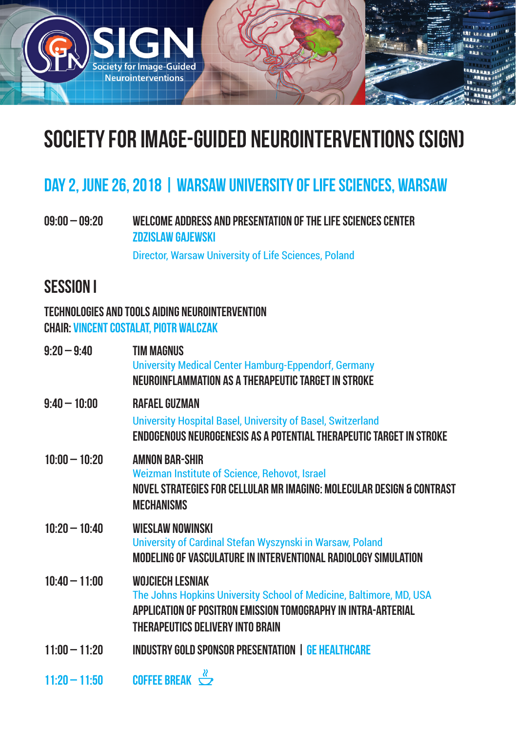SIGN Society for Image-Guided Neurointerventions

# SOCIETY FOR IMAGE-GUIDED NEUROINTERVENTIONS (SIGN)

## DAY 2, JUNE 26, 2018 | WARSAW UNIVERSITY OF LIFE SCIENCES, WARSAW

**09:00 – 09:20** WELCOME ADDRESS AND PRESENTATION OF THE LIFE SCIENCES CENTER
ZDZISLAW GAJEWSKI
Director, Warsaw University of Life Sciences, Poland

## SESSION I

**TECHNOLOGIES AND TOOLS AIDING NEUROINTERVENTION**
**CHAIR:** VINCENT COSTALAT, PIOTR WALCZAK

**9:20 – 9:40** TIM MAGNUS
University Medical Center Hamburg-Eppendorf, Germany
NEUROINFLAMMATION AS A THERAPEUTIC TARGET IN STROKE

**9:40 – 10:00** RAFAEL GUZMAN
University Hospital Basel, University of Basel, Switzerland
ENDOGENOUS NEUROGENESIS AS A POTENTIAL THERAPEUTIC TARGET IN STROKE

**10:00 – 10:20** AMNON BAR-SHIR
Weizman Institute of Science, Rehovot, Israel
NOVEL STRATEGIES FOR CELLULAR MR IMAGING: MOLECULAR DESIGN & CONTRAST MECHANISMS

**10:20 – 10:40** WIESLAW NOWINSKI
University of Cardinal Stefan Wyszynski in Warsaw, Poland
MODELING OF VASCULATURE IN INTERVENTIONAL RADIOLOGY SIMULATION

**10:40 – 11:00** WOJCIECH LESNIAK
The Johns Hopkins University School of Medicine, Baltimore, MD, USA
APPLICATION OF POSITRON EMISSION TOMOGRAPHY IN INTRA-ARTERIAL THERAPEUTICS DELIVERY INTO BRAIN

**11:00 – 11:20** INDUSTRY GOLD SPONSOR PRESENTATION | GE HEALTHCARE

**11:20 – 11:50** COFFEE BREAK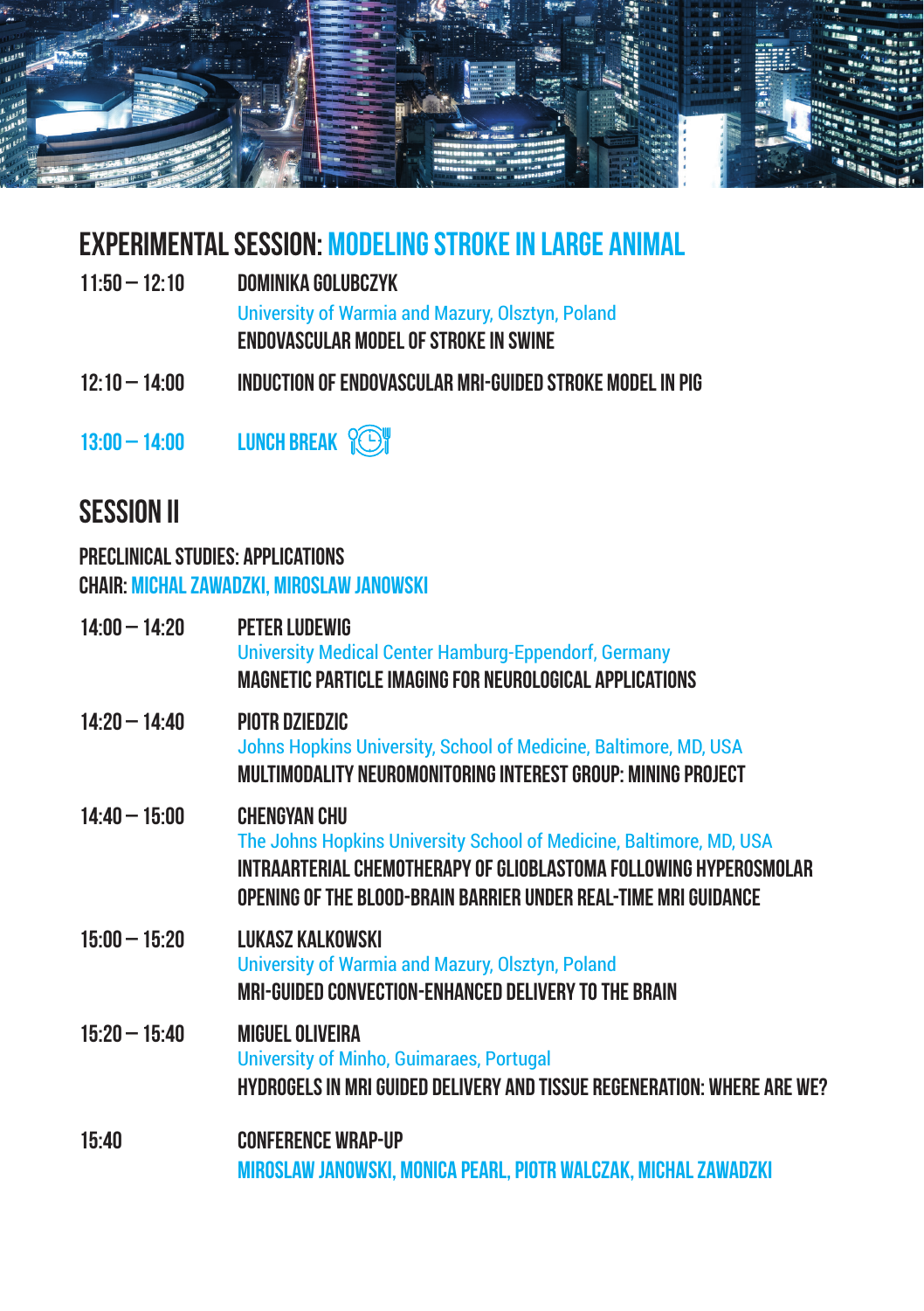## EXPERIMENTAL SESSION: MODELING STROKE IN LARGE ANIMAL

11:50 – 12:10 **DOMINIKA GOLUBCZYK**
University of Warmia and Mazury, Olsztyn, Poland
**ENDOVASCULAR MODEL OF STROKE IN SWINE**

12:10 – 14:00 **INDUCTION OF ENDOVASCULAR MRI-GUIDED STROKE MODEL IN PIG**

13:00 – 14:00 **LUNCH BREAK**

## SESSION II

**PRECLINICAL STUDIES: APPLICATIONS**
**CHAIR: MICHAL ZAWADZKI, MIROSLAW JANOWSKI**

14:00 – 14:20 **PETER LUDEWIG**
University Medical Center Hamburg-Eppendorf, Germany
**MAGNETIC PARTICLE IMAGING FOR NEUROLOGICAL APPLICATIONS**

14:20 – 14:40 **PIOTR DZIEDZIC**
Johns Hopkins University, School of Medicine, Baltimore, MD, USA
**MULTIMODALITY NEUROMONITORING INTEREST GROUP: MINING PROJECT**

14:40 – 15:00 **CHENGYAN CHU**
The Johns Hopkins University School of Medicine, Baltimore, MD, USA
**INTRAARTERIAL CHEMOTHERAPY OF GLIOBLASTOMA FOLLOWING HYPEROSMOLAR OPENING OF THE BLOOD-BRAIN BARRIER UNDER REAL-TIME MRI GUIDANCE**

15:00 – 15:20 **LUKASZ KALKOWSKI**
University of Warmia and Mazury, Olsztyn, Poland
**MRI-GUIDED CONVECTION-ENHANCED DELIVERY TO THE BRAIN**

15:20 – 15:40 **MIGUEL OLIVEIRA**
University of Minho, Guimaraes, Portugal
**HYDROGELS IN MRI GUIDED DELIVERY AND TISSUE REGENERATION: WHERE ARE WE?**

15:40 **CONFERENCE WRAP-UP**
**MIROSLAW JANOWSKI, MONICA PEARL, PIOTR WALCZAK, MICHAL ZAWADZKI**